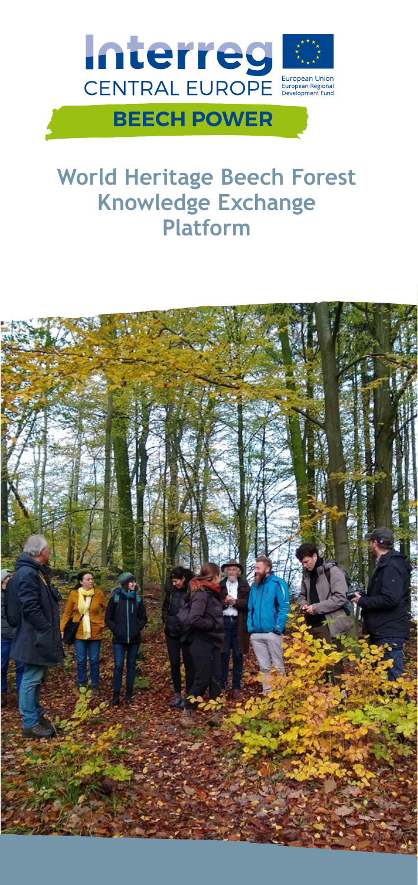Interreg
CENTRAL EUROPE

European Union
European Regional Development Fund

**BEECH POWER**

# World Heritage Beech Forest Knowledge Exchange Platform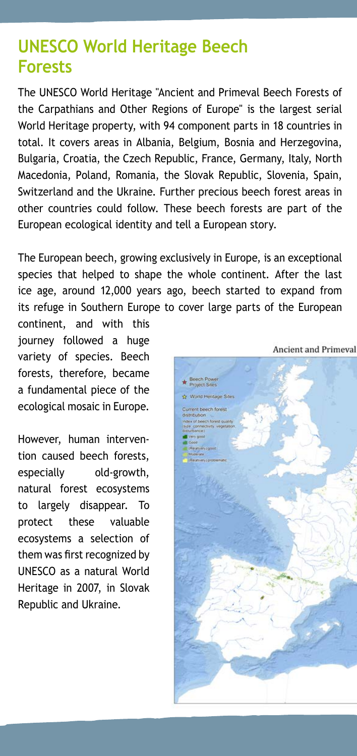## UNESCO World Heritage Beech Forests

The UNESCO World Heritage "Ancient and Primeval Beech Forests of the Carpathians and Other Regions of Europe" is the largest serial World Heritage property, with 94 component parts in 18 countries in total. It covers areas in Albania, Belgium, Bosnia and Herzegovina, Bulgaria, Croatia, the Czech Republic, France, Germany, Italy, North Macedonia, Poland, Romania, the Slovak Republic, Slovenia, Spain, Switzerland and the Ukraine. Further precious beech forest areas in other countries could follow. These beech forests are part of the European ecological identity and tell a European story.

The European beech, growing exclusively in Europe, is an exceptional species that helped to shape the whole continent. After the last ice age, around 12,000 years ago, beech started to expand from its refuge in Southern Europe to cover large parts of the European continent, and with this journey followed a huge variety of species. Beech forests, therefore, became a fundamental piece of the ecological mosaic in Europe.

However, human intervention caused beech forests, especially old-growth, natural forest ecosystems to largely disappear. To protect these valuable ecosystems a selection of them was first recognized by UNESCO as a natural World Heritage in 2007, in Slovak Republic and Ukraine.

Ancient and Primeval

Beech Power Project Sites

World Heritage Sites

Current beech forest distribution

Index of beech forest quality (size, connectivity, vegetation, disturbance)

- Very good
- Good
- (Relatively) good
- Moderate
- (Relatively) problematic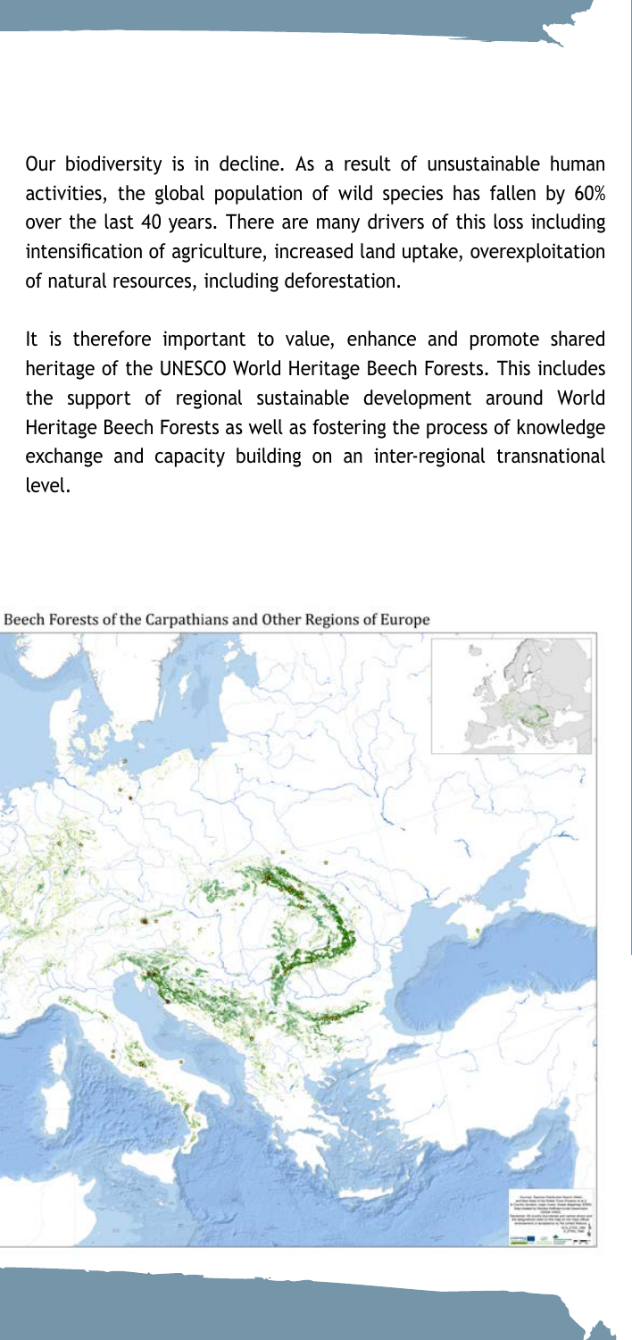Our biodiversity is in decline. As a result of unsustainable human activities, the global population of wild species has fallen by 60% over the last 40 years. There are many drivers of this loss including intensification of agriculture, increased land uptake, overexploitation of natural resources, including deforestation.

It is therefore important to value, enhance and promote shared heritage of the UNESCO World Heritage Beech Forests. This includes the support of regional sustainable development around World Heritage Beech Forests as well as fostering the process of knowledge exchange and capacity building on an inter-regional transnational level.

Beech Forests of the Carpathians and Other Regions of Europe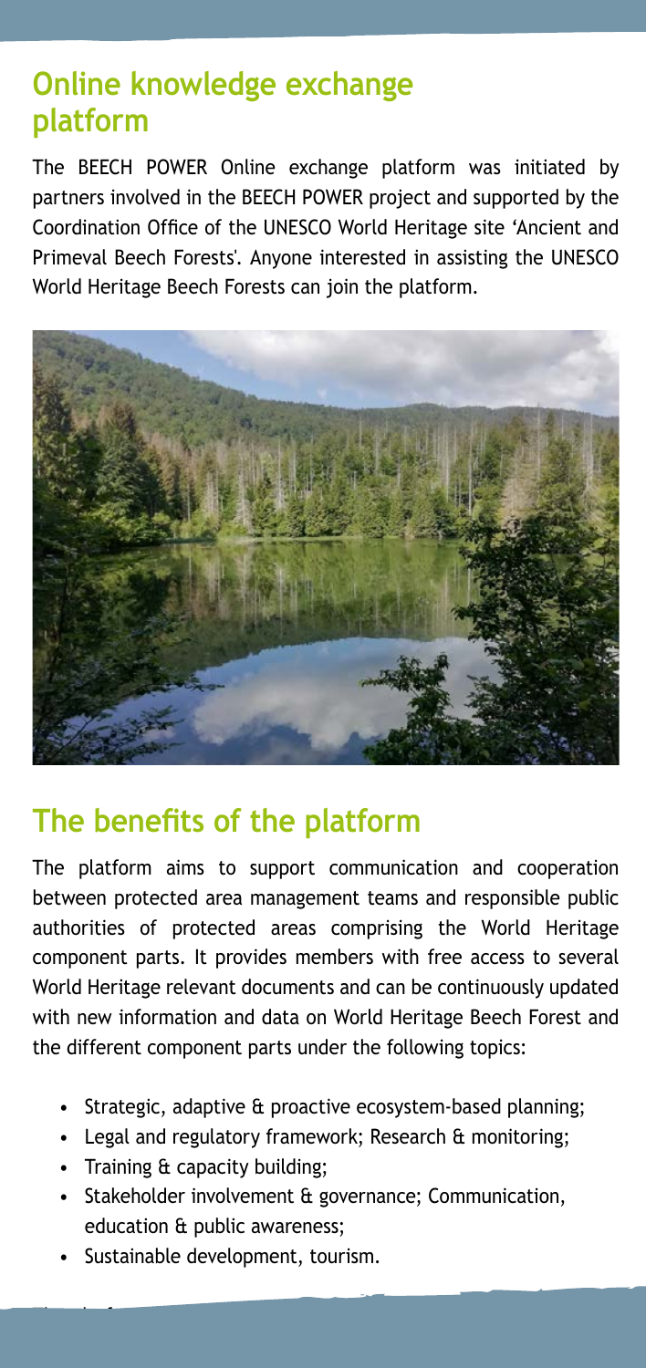## Online knowledge exchange platform

The BEECH POWER Online exchange platform was initiated by partners involved in the BEECH POWER project and supported by the Coordination Office of the UNESCO World Heritage site 'Ancient and Primeval Beech Forests'. Anyone interested in assisting the UNESCO World Heritage Beech Forests can join the platform.

## The benefits of the platform

The platform aims to support communication and cooperation between protected area management teams and responsible public authorities of protected areas comprising the World Heritage component parts. It provides members with free access to several World Heritage relevant documents and can be continuously updated with new information and data on World Heritage Beech Forest and the different component parts under the following topics:

- Strategic, adaptive & proactive ecosystem-based planning;
- Legal and regulatory framework; Research & monitoring;
- Training & capacity building;
- Stakeholder involvement & governance; Communication, education & public awareness;
- Sustainable development, tourism.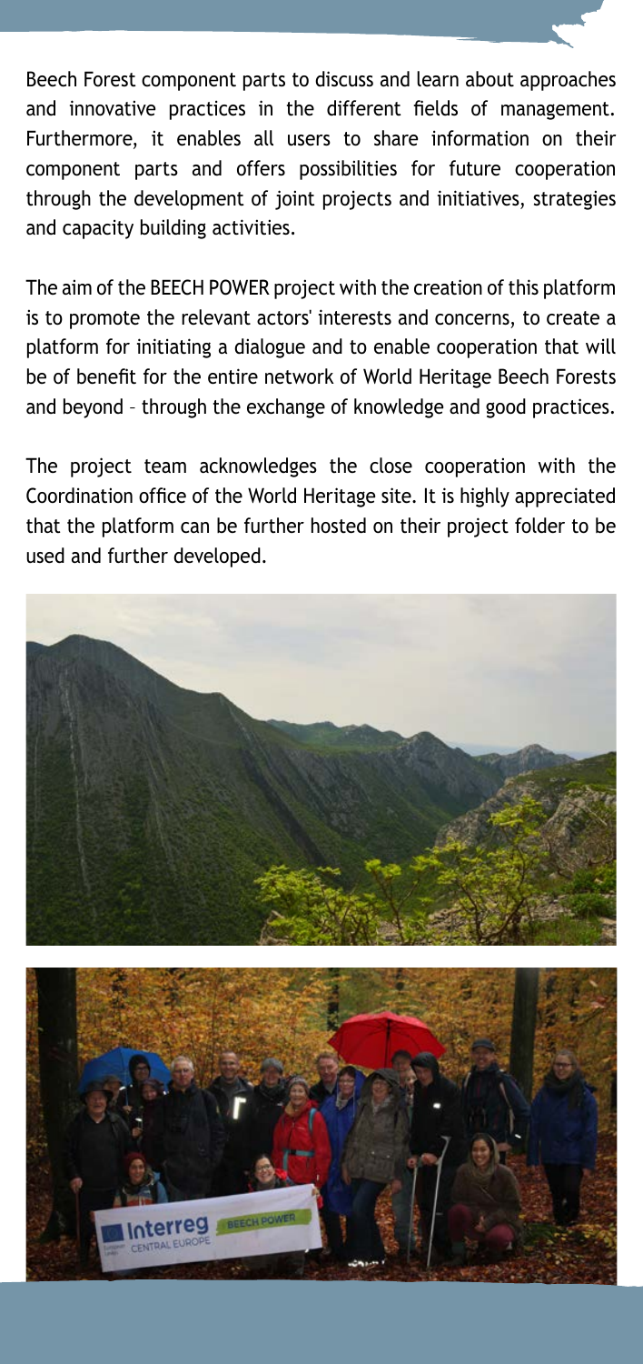Beech Forest component parts to discuss and learn about approaches and innovative practices in the different fields of management. Furthermore, it enables all users to share information on their component parts and offers possibilities for future cooperation through the development of joint projects and initiatives, strategies and capacity building activities.

The aim of the BEECH POWER project with the creation of this platform is to promote the relevant actors' interests and concerns, to create a platform for initiating a dialogue and to enable cooperation that will be of benefit for the entire network of World Heritage Beech Forests and beyond – through the exchange of knowledge and good practices.

The project team acknowledges the close cooperation with the Coordination office of the World Heritage site. It is highly appreciated that the platform can be further hosted on their project folder to be used and further developed.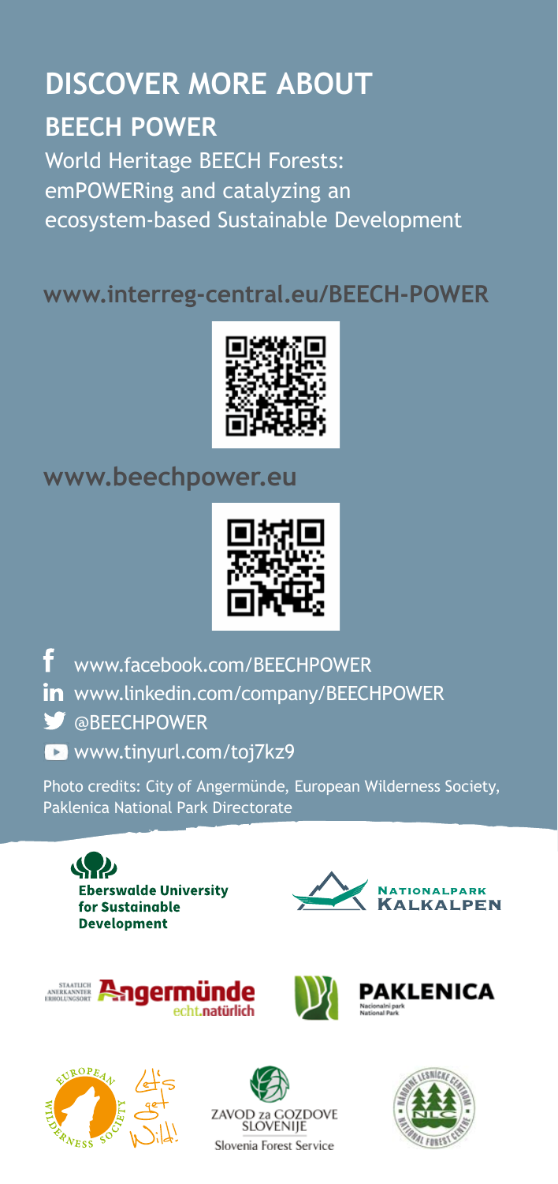# DISCOVER MORE ABOUT

## BEECH POWER

World Heritage BEECH Forests: emPOWERing and catalyzing an ecosystem-based Sustainable Development

**www.interreg-central.eu/BEECH-POWER**

**www.beechpower.eu**

- www.facebook.com/BEECHPOWER
- www.linkedin.com/company/BEECHPOWER
- @BEECHPOWER
- www.tinyurl.com/toj7kz9

Photo credits: City of Angermünde, European Wilderness Society, Paklenica National Park Directorate

Eberswalde University for Sustainable Development

Nationalpark Kalkalpen

Staatlich anerkannter Erholungsort Angermünde echt.natürlich

Paklenica Nacionalni park National Park

European Wilderness Society Let's get Wild!

Zavod za gozdove Slovenije
Slovenia Forest Service

Národné lesnícke centrum
National Forest Centre